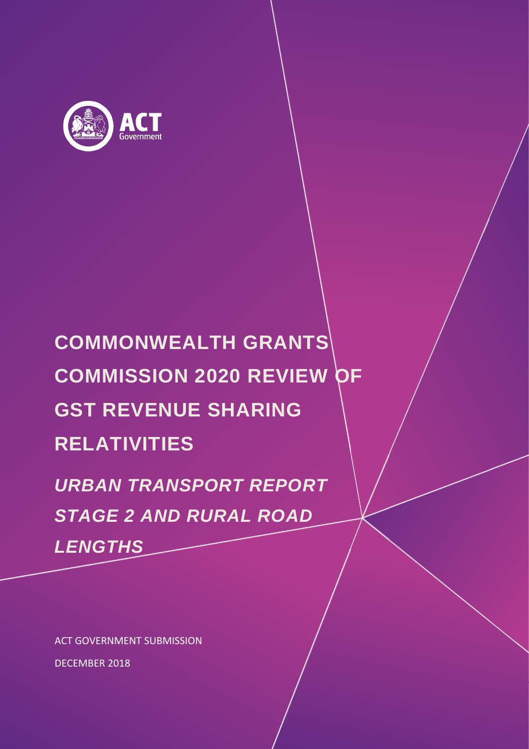ACT Government

# COMMONWEALTH GRANTS COMMISSION 2020 REVIEW OF GST REVENUE SHARING RELATIVITIES

## *URBAN TRANSPORT REPORT STAGE 2 AND RURAL ROAD LENGTHS*

ACT GOVERNMENT SUBMISSION

DECEMBER 2018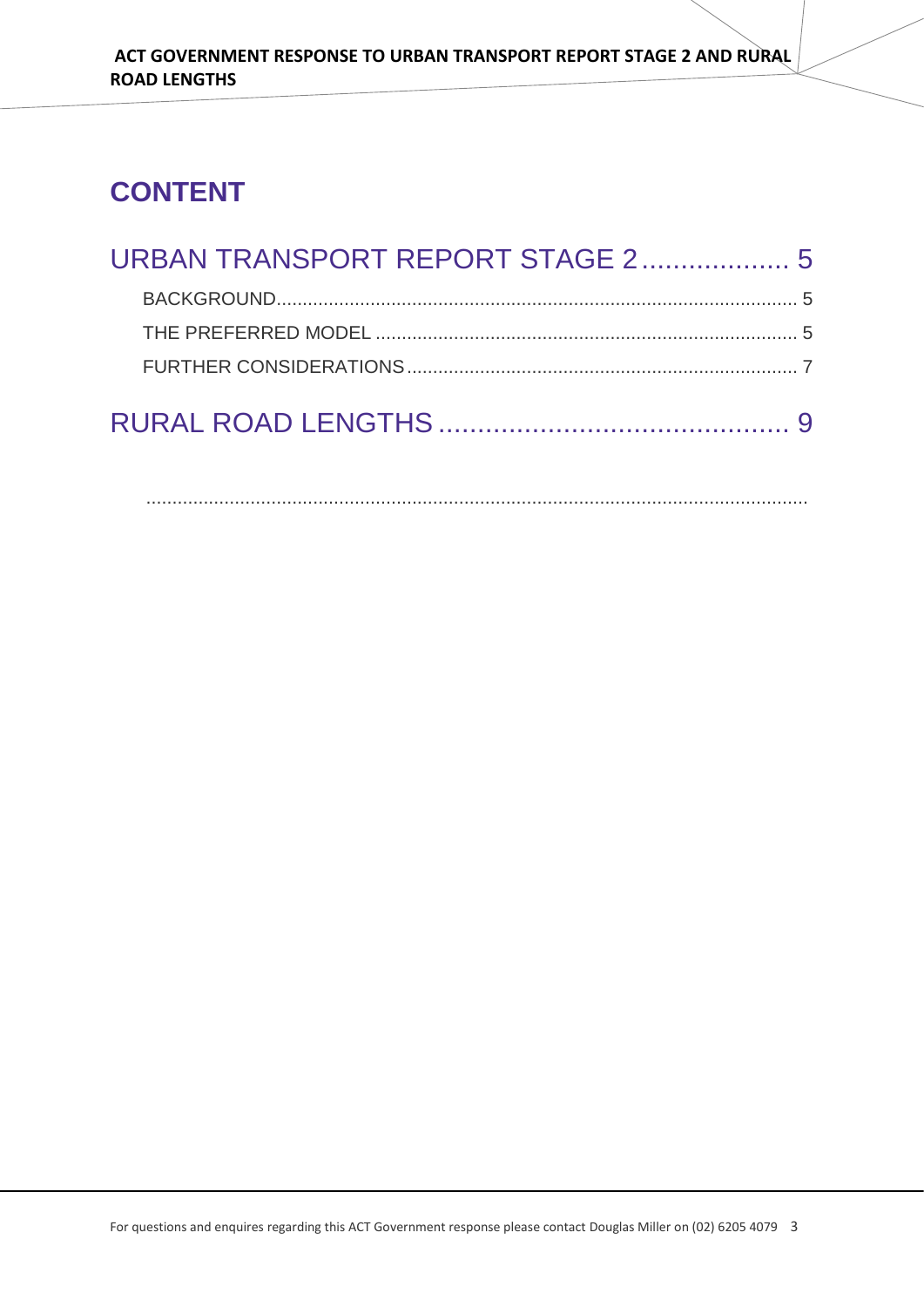# CONTENT

URBAN TRANSPORT REPORT STAGE 2 .................. 5

- BACKGROUND ........................................ 5
- THE PREFERRED MODEL ........................................ 5
- FURTHER CONSIDERATIONS ........................................ 7

RURAL ROAD LENGTHS ........................................ 9

For questions and enquires regarding this ACT Government response please contact Douglas Miller on (02) 6205 4079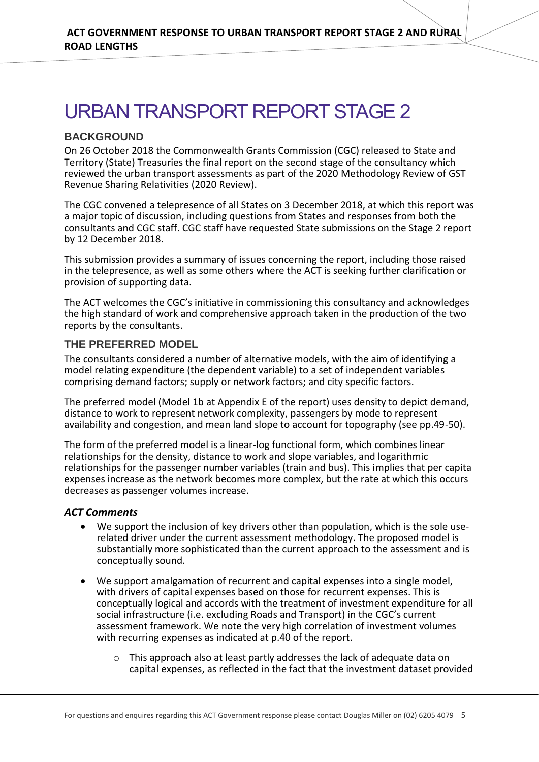# URBAN TRANSPORT REPORT STAGE 2

## BACKGROUND

On 26 October 2018 the Commonwealth Grants Commission (CGC) released to State and Territory (State) Treasuries the final report on the second stage of the consultancy which reviewed the urban transport assessments as part of the 2020 Methodology Review of GST Revenue Sharing Relativities (2020 Review).

The CGC convened a telepresence of all States on 3 December 2018, at which this report was a major topic of discussion, including questions from States and responses from both the consultants and CGC staff. CGC staff have requested State submissions on the Stage 2 report by 12 December 2018.

This submission provides a summary of issues concerning the report, including those raised in the telepresence, as well as some others where the ACT is seeking further clarification or provision of supporting data.

The ACT welcomes the CGC's initiative in commissioning this consultancy and acknowledges the high standard of work and comprehensive approach taken in the production of the two reports by the consultants.

## THE PREFERRED MODEL

The consultants considered a number of alternative models, with the aim of identifying a model relating expenditure (the dependent variable) to a set of independent variables comprising demand factors; supply or network factors; and city specific factors.

The preferred model (Model 1b at Appendix E of the report) uses density to depict demand, distance to work to represent network complexity, passengers by mode to represent availability and congestion, and mean land slope to account for topography (see pp.49-50).

The form of the preferred model is a linear-log functional form, which combines linear relationships for the density, distance to work and slope variables, and logarithmic relationships for the passenger number variables (train and bus). This implies that per capita expenses increase as the network becomes more complex, but the rate at which this occurs decreases as passenger volumes increase.

### *ACT Comments*

- We support the inclusion of key drivers other than population, which is the sole use-related driver under the current assessment methodology. The proposed model is substantially more sophisticated than the current approach to the assessment and is conceptually sound.
- We support amalgamation of recurrent and capital expenses into a single model, with drivers of capital expenses based on those for recurrent expenses. This is conceptually logical and accords with the treatment of investment expenditure for all social infrastructure (i.e. excluding Roads and Transport) in the CGC's current assessment framework. We note the very high correlation of investment volumes with recurring expenses as indicated at p.40 of the report.
    - This approach also at least partly addresses the lack of adequate data on capital expenses, as reflected in the fact that the investment dataset provided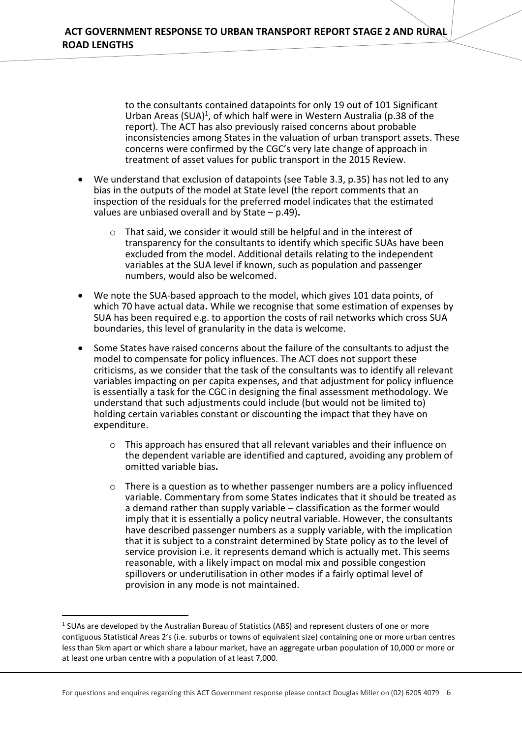to the consultants contained datapoints for only 19 out of 101 Significant Urban Areas (SUA)[1], of which half were in Western Australia (p.38 of the report). The ACT has also previously raised concerns about probable inconsistencies among States in the valuation of urban transport assets. These concerns were confirmed by the CGC's very late change of approach in treatment of asset values for public transport in the 2015 Review.

- We understand that exclusion of datapoints (see Table 3.3, p.35) has not led to any bias in the outputs of the model at State level (the report comments that an inspection of the residuals for the preferred model indicates that the estimated values are unbiased overall and by State – p.49)**.**
    - That said, we consider it would still be helpful and in the interest of transparency for the consultants to identify which specific SUAs have been excluded from the model. Additional details relating to the independent variables at the SUA level if known, such as population and passenger numbers, would also be welcomed.
- We note the SUA-based approach to the model, which gives 101 data points, of which 70 have actual data**.** While we recognise that some estimation of expenses by SUA has been required e.g. to apportion the costs of rail networks which cross SUA boundaries, this level of granularity in the data is welcome.
- Some States have raised concerns about the failure of the consultants to adjust the model to compensate for policy influences. The ACT does not support these criticisms, as we consider that the task of the consultants was to identify all relevant variables impacting on per capita expenses, and that adjustment for policy influence is essentially a task for the CGC in designing the final assessment methodology. We understand that such adjustments could include (but would not be limited to) holding certain variables constant or discounting the impact that they have on expenditure.
    - This approach has ensured that all relevant variables and their influence on the dependent variable are identified and captured, avoiding any problem of omitted variable bias**.**
    - There is a question as to whether passenger numbers are a policy influenced variable. Commentary from some States indicates that it should be treated as a demand rather than supply variable – classification as the former would imply that it is essentially a policy neutral variable. However, the consultants have described passenger numbers as a supply variable, with the implication that it is subject to a constraint determined by State policy as to the level of service provision i.e. it represents demand which is actually met. This seems reasonable, with a likely impact on modal mix and possible congestion spillovers or underutilisation in other modes if a fairly optimal level of provision in any mode is not maintained.

[1] SUAs are developed by the Australian Bureau of Statistics (ABS) and represent clusters of one or more contiguous Statistical Areas 2's (i.e. suburbs or towns of equivalent size) containing one or more urban centres less than 5km apart or which share a labour market, have an aggregate urban population of 10,000 or more or at least one urban centre with a population of at least 7,000.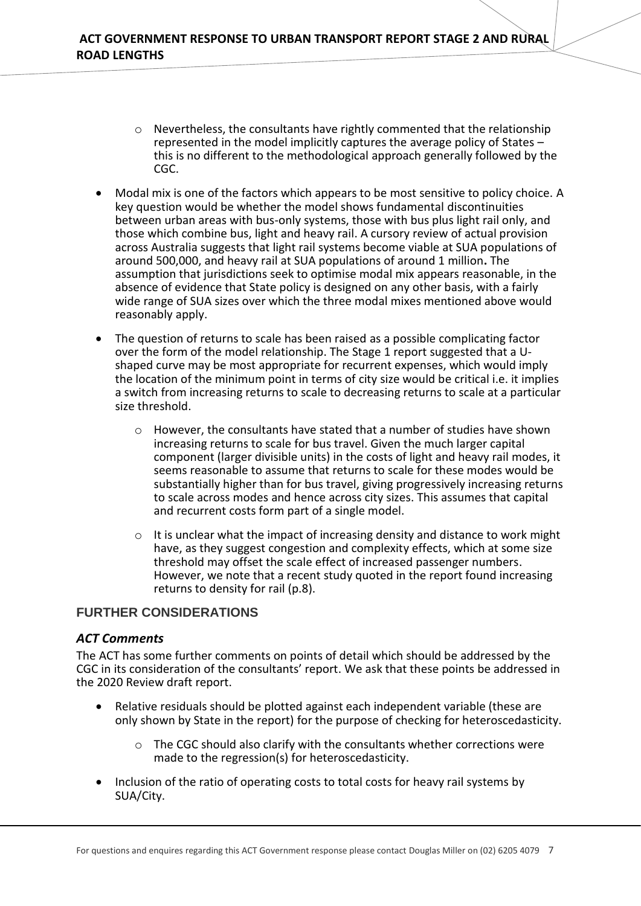- Nevertheless, the consultants have rightly commented that the relationship represented in the model implicitly captures the average policy of States – this is no different to the methodological approach generally followed by the CGC.

- Modal mix is one of the factors which appears to be most sensitive to policy choice. A key question would be whether the model shows fundamental discontinuities between urban areas with bus-only systems, those with bus plus light rail only, and those which combine bus, light and heavy rail. A cursory review of actual provision across Australia suggests that light rail systems become viable at SUA populations of around 500,000, and heavy rail at SUA populations of around 1 million**.** The assumption that jurisdictions seek to optimise modal mix appears reasonable, in the absence of evidence that State policy is designed on any other basis, with a fairly wide range of SUA sizes over which the three modal mixes mentioned above would reasonably apply.

- The question of returns to scale has been raised as a possible complicating factor over the form of the model relationship. The Stage 1 report suggested that a U-shaped curve may be most appropriate for recurrent expenses, which would imply the location of the minimum point in terms of city size would be critical i.e. it implies a switch from increasing returns to scale to decreasing returns to scale at a particular size threshold.
    - However, the consultants have stated that a number of studies have shown increasing returns to scale for bus travel. Given the much larger capital component (larger divisible units) in the costs of light and heavy rail modes, it seems reasonable to assume that returns to scale for these modes would be substantially higher than for bus travel, giving progressively increasing returns to scale across modes and hence across city sizes. This assumes that capital and recurrent costs form part of a single model.
    - It is unclear what the impact of increasing density and distance to work might have, as they suggest congestion and complexity effects, which at some size threshold may offset the scale effect of increased passenger numbers. However, we note that a recent study quoted in the report found increasing returns to density for rail (p.8).

## FURTHER CONSIDERATIONS

### *ACT Comments*

The ACT has some further comments on points of detail which should be addressed by the CGC in its consideration of the consultants' report. We ask that these points be addressed in the 2020 Review draft report.

- Relative residuals should be plotted against each independent variable (these are only shown by State in the report) for the purpose of checking for heteroscedasticity.
    - The CGC should also clarify with the consultants whether corrections were made to the regression(s) for heteroscedasticity.
- Inclusion of the ratio of operating costs to total costs for heavy rail systems by SUA/City.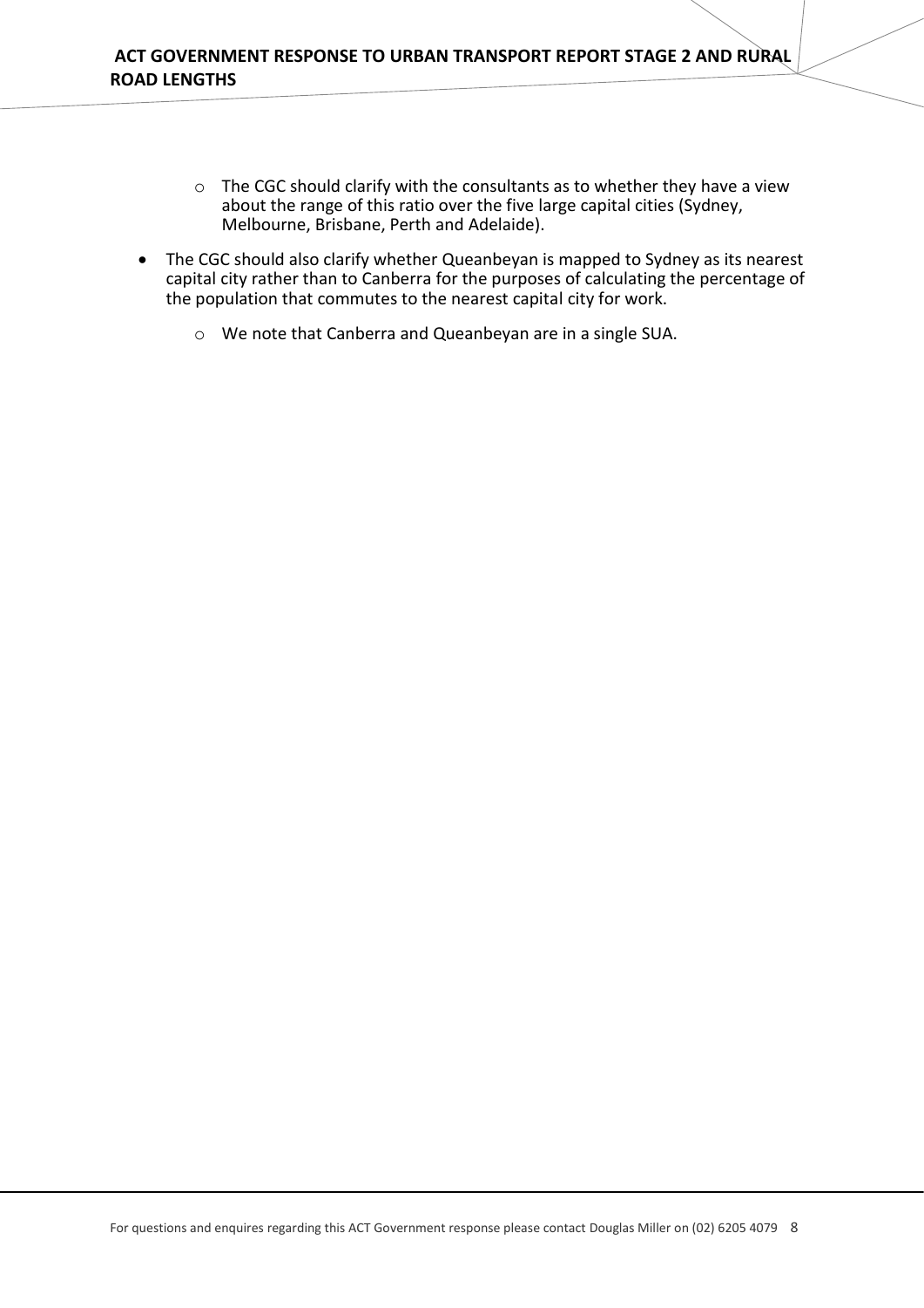- The CGC should clarify with the consultants as to whether they have a view about the range of this ratio over the five large capital cities (Sydney, Melbourne, Brisbane, Perth and Adelaide).

- The CGC should also clarify whether Queanbeyan is mapped to Sydney as its nearest capital city rather than to Canberra for the purposes of calculating the percentage of the population that commutes to the nearest capital city for work.
  - We note that Canberra and Queanbeyan are in a single SUA.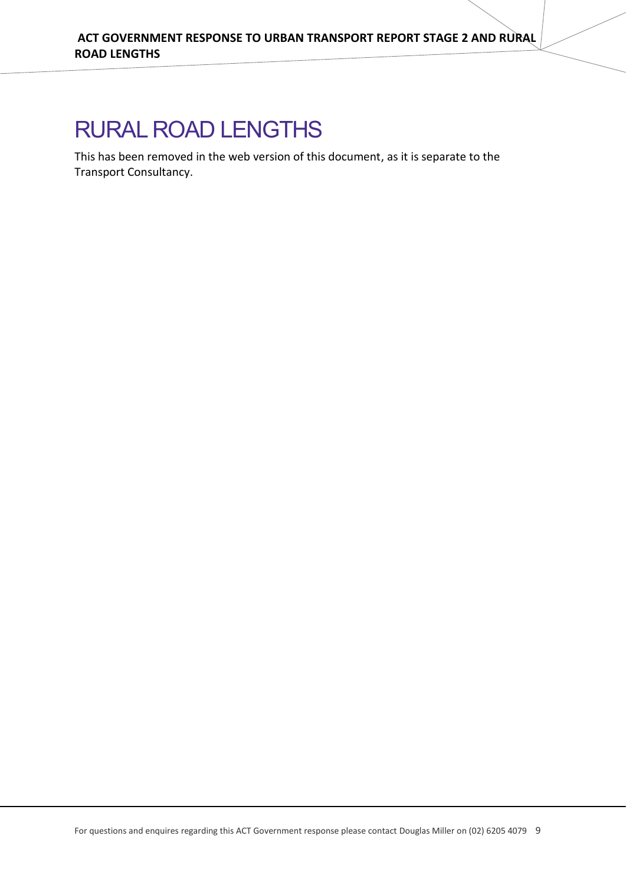# RURAL ROAD LENGTHS

This has been removed in the web version of this document, as it is separate to the Transport Consultancy.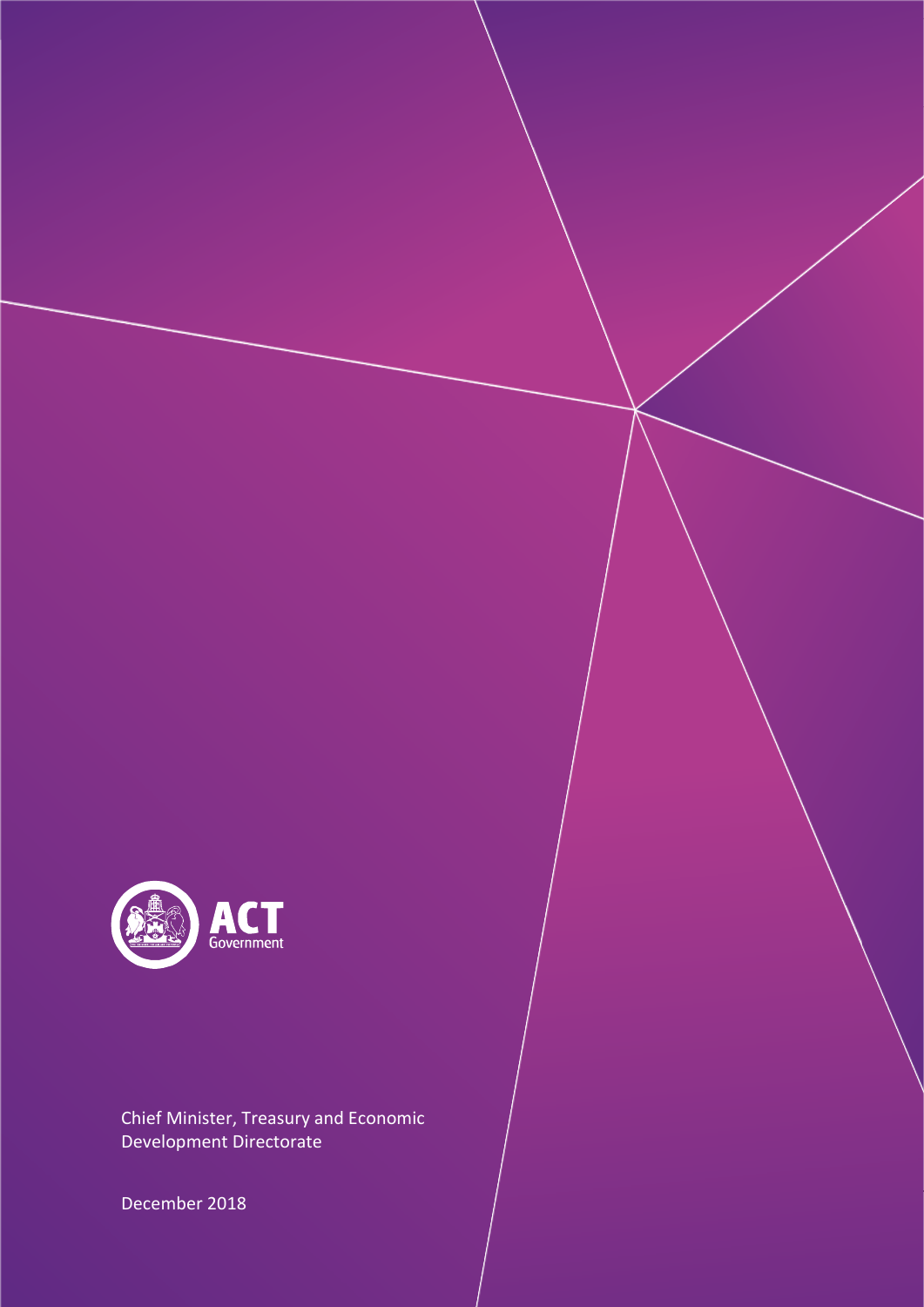ACT Government

Chief Minister, Treasury and Economic Development Directorate

December 2018